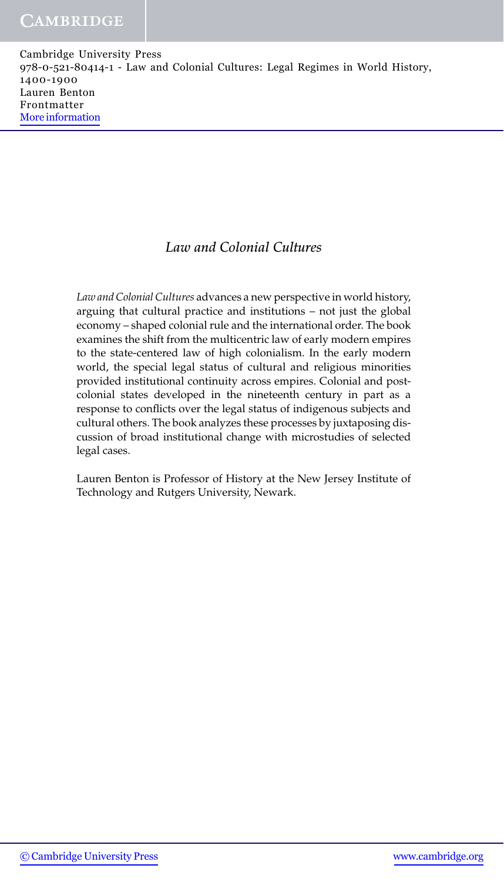# *Law and Colonial Cultures*

*Law and Colonial Cultures* advances a new perspective in world history, arguing that cultural practice and institutions – not just the global economy – shaped colonial rule and the international order. The book examines the shift from the multicentric law of early modern empires to the state-centered law of high colonialism. In the early modern world, the special legal status of cultural and religious minorities provided institutional continuity across empires. Colonial and post-colonial states developed in the nineteenth century in part as a response to conflicts over the legal status of indigenous subjects and cultural others. The book analyzes these processes by juxtaposing discussion of broad institutional change with microstudies of selected legal cases.

Lauren Benton is Professor of History at the New Jersey Institute of Technology and Rutgers University, Newark.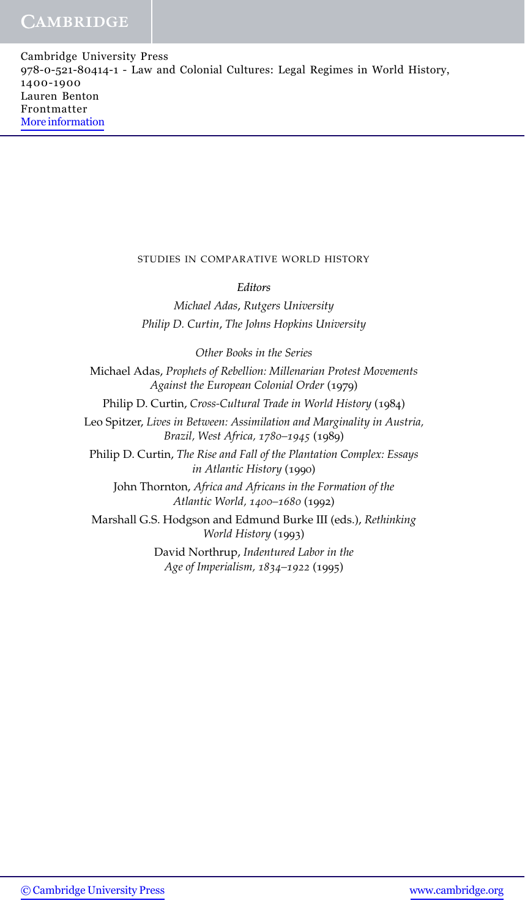STUDIES IN COMPARATIVE WORLD HISTORY

*Editors*

*Michael Adas*, *Rutgers University*

*Philip D. Curtin*, *The Johns Hopkins University*

*Other Books in the Series*

Michael Adas, *Prophets of Rebellion: Millenarian Protest Movements Against the European Colonial Order* (1979)

Philip D. Curtin, *Cross-Cultural Trade in World History* (1984)

Leo Spitzer, *Lives in Between: Assimilation and Marginality in Austria, Brazil, West Africa, 1780–1945* (1989)

Philip D. Curtin, *The Rise and Fall of the Plantation Complex: Essays in Atlantic History* (1990)

John Thornton, *Africa and Africans in the Formation of the Atlantic World, 1400–1680* (1992)

Marshall G.S. Hodgson and Edmund Burke III (eds.), *Rethinking World History* (1993)

David Northrup, *Indentured Labor in the Age of Imperialism, 1834–1922* (1995)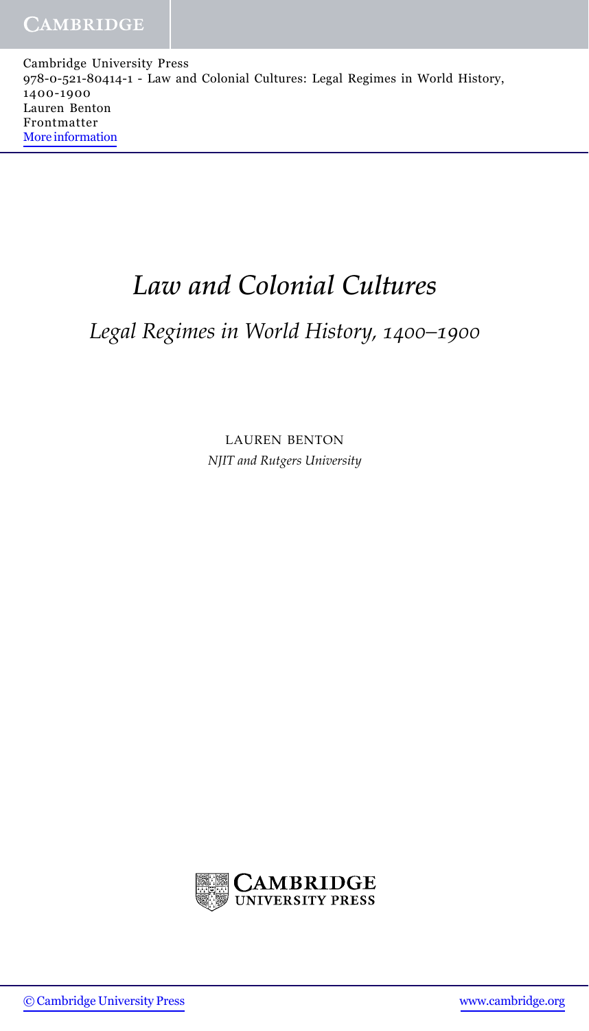# *Law and Colonial Cultures*

## *Legal Regimes in World History, 1400–1900*

LAUREN BENTON

*NJIT and Rutgers University*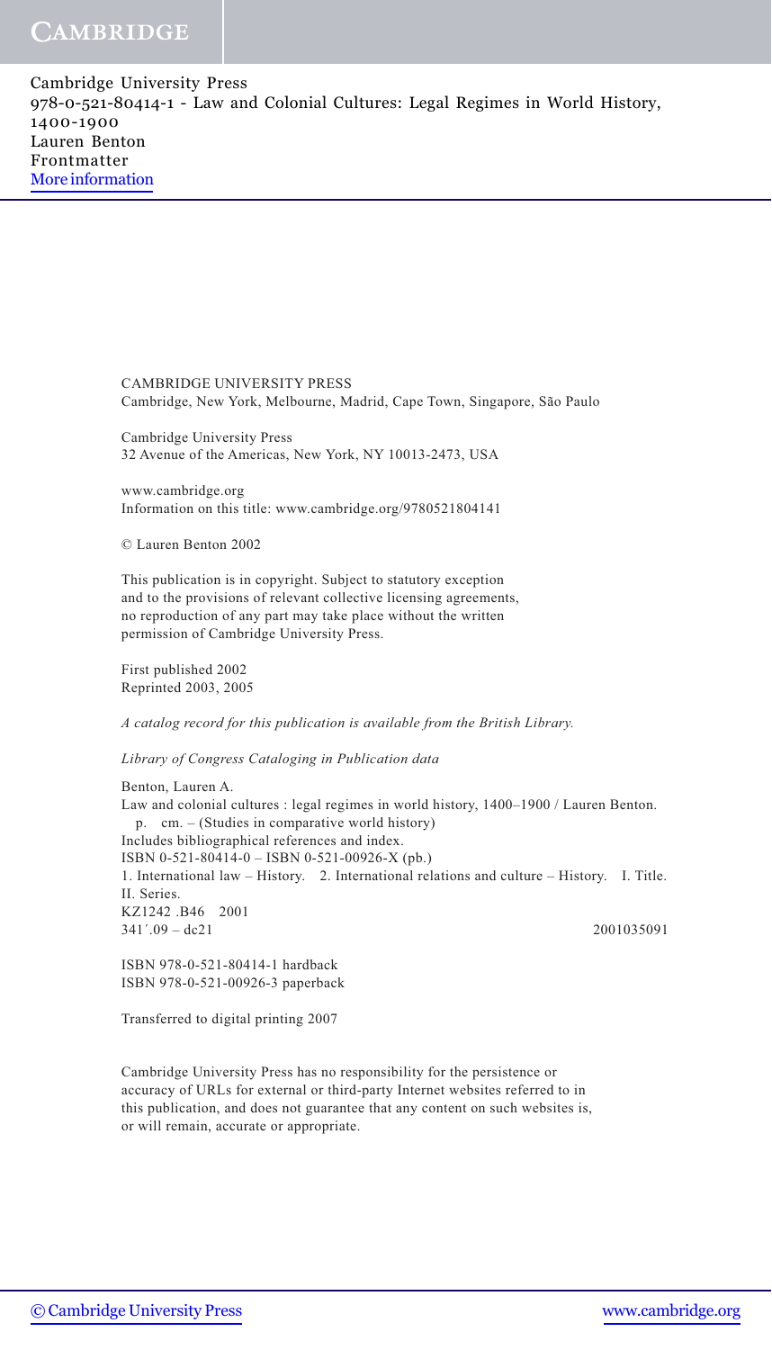CAMBRIDGE UNIVERSITY PRESS
Cambridge, New York, Melbourne, Madrid, Cape Town, Singapore, São Paulo

Cambridge University Press
32 Avenue of the Americas, New York, NY 10013-2473, USA

www.cambridge.org
Information on this title: www.cambridge.org/9780521804141

© Lauren Benton 2002

This publication is in copyright. Subject to statutory exception
and to the provisions of relevant collective licensing agreements,
no reproduction of any part may take place without the written
permission of Cambridge University Press.

First published 2002
Reprinted 2003, 2005

*A catalog record for this publication is available from the British Library.*

*Library of Congress Cataloging in Publication data*

Benton, Lauren A.
Law and colonial cultures : legal regimes in world history, 1400–1900 / Lauren Benton.
p. cm. – (Studies in comparative world history)
Includes bibliographical references and index.
ISBN 0-521-80414-0 – ISBN 0-521-00926-X (pb.)
1. International law – History. 2. International relations and culture – History. I. Title.
II. Series.
KZ1242 .B46 2001
341´.09 – dc21 2001035091

ISBN 978-0-521-80414-1 hardback
ISBN 978-0-521-00926-3 paperback

Transferred to digital printing 2007

Cambridge University Press has no responsibility for the persistence or
accuracy of URLs for external or third-party Internet websites referred to in
this publication, and does not guarantee that any content on such websites is,
or will remain, accurate or appropriate.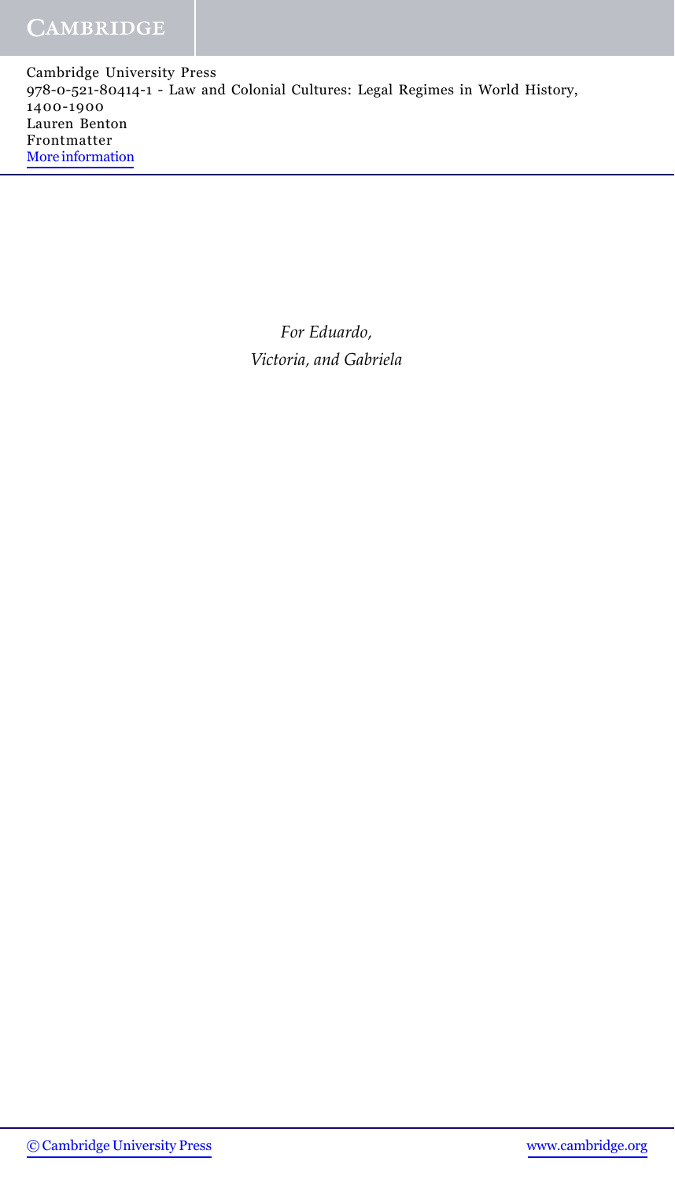*For Eduardo,*
*Victoria, and Gabriela*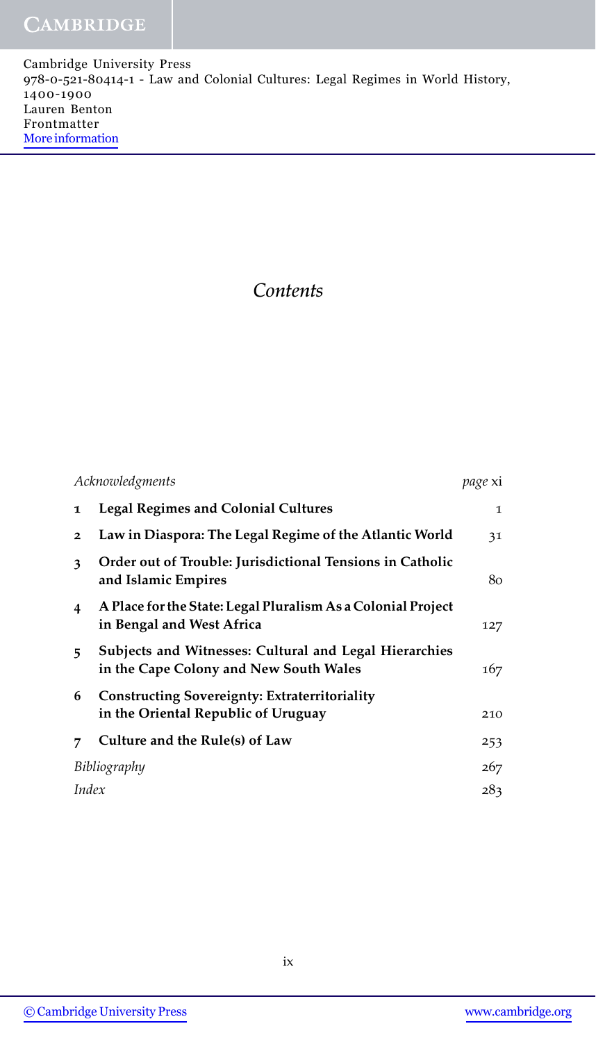# *Contents*

| | | |
|---|---|---|
| *Acknowledgments* | | *page* xi |
| 1 | **Legal Regimes and Colonial Cultures** | 1 |
| 2 | **Law in Diaspora: The Legal Regime of the Atlantic World** | 31 |
| 3 | **Order out of Trouble: Jurisdictional Tensions in Catholic and Islamic Empires** | 80 |
| 4 | **A Place for the State: Legal Pluralism As a Colonial Project in Bengal and West Africa** | 127 |
| 5 | **Subjects and Witnesses: Cultural and Legal Hierarchies in the Cape Colony and New South Wales** | 167 |
| 6 | **Constructing Sovereignty: Extraterritoriality in the Oriental Republic of Uruguay** | 210 |
| 7 | **Culture and the Rule(s) of Law** | 253 |
| *Bibliography* | | 267 |
| *Index* | | 283 |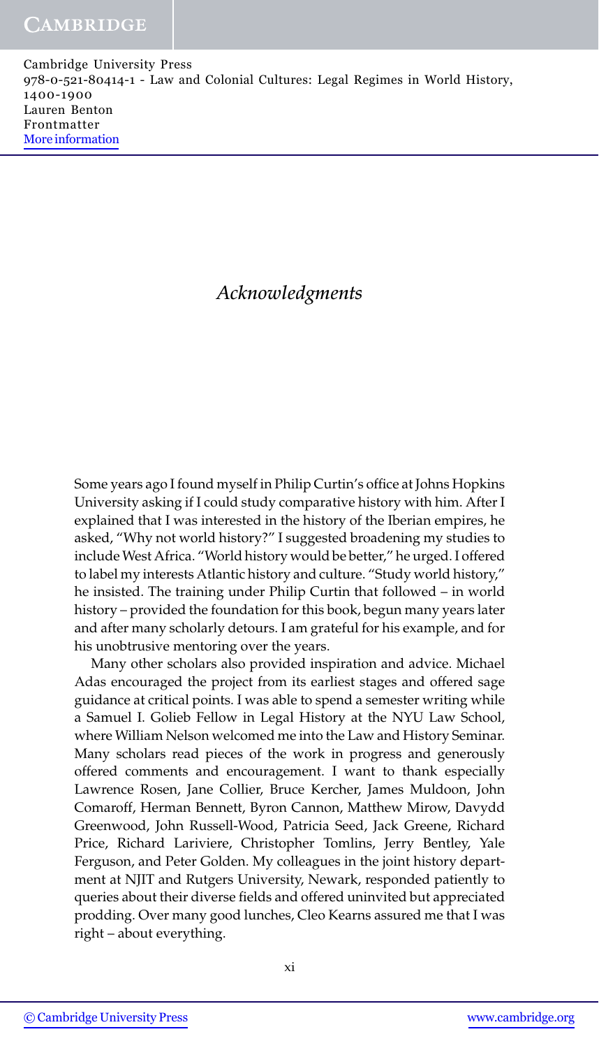# *Acknowledgments*

Some years ago I found myself in Philip Curtin's office at Johns Hopkins University asking if I could study comparative history with him. After I explained that I was interested in the history of the Iberian empires, he asked, "Why not world history?" I suggested broadening my studies to include West Africa. "World history would be better," he urged. I offered to label my interests Atlantic history and culture. "Study world history," he insisted. The training under Philip Curtin that followed – in world history – provided the foundation for this book, begun many years later and after many scholarly detours. I am grateful for his example, and for his unobtrusive mentoring over the years.

Many other scholars also provided inspiration and advice. Michael Adas encouraged the project from its earliest stages and offered sage guidance at critical points. I was able to spend a semester writing while a Samuel I. Golieb Fellow in Legal History at the NYU Law School, where William Nelson welcomed me into the Law and History Seminar. Many scholars read pieces of the work in progress and generously offered comments and encouragement. I want to thank especially Lawrence Rosen, Jane Collier, Bruce Kercher, James Muldoon, John Comaroff, Herman Bennett, Byron Cannon, Matthew Mirow, Davydd Greenwood, John Russell-Wood, Patricia Seed, Jack Greene, Richard Price, Richard Lariviere, Christopher Tomlins, Jerry Bentley, Yale Ferguson, and Peter Golden. My colleagues in the joint history department at NJIT and Rutgers University, Newark, responded patiently to queries about their diverse fields and offered uninvited but appreciated prodding. Over many good lunches, Cleo Kearns assured me that I was right – about everything.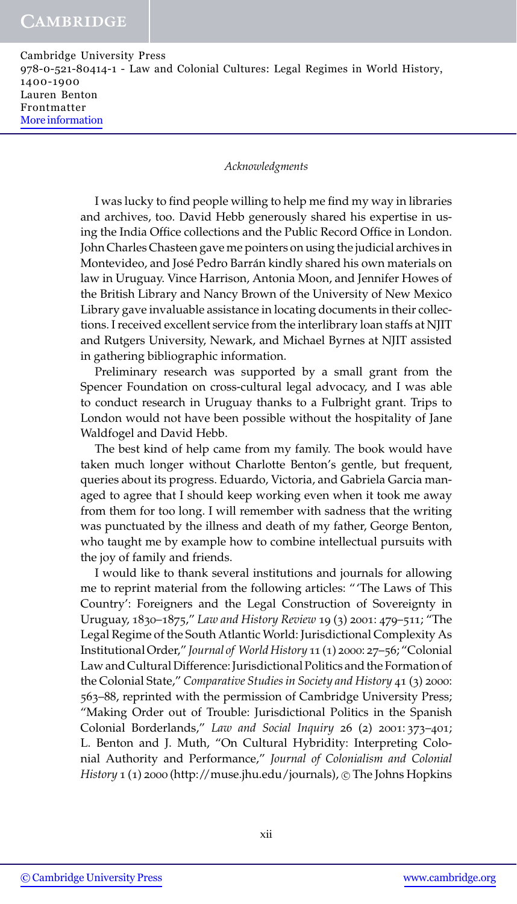*Acknowledgments*

I was lucky to find people willing to help me find my way in libraries and archives, too. David Hebb generously shared his expertise in using the India Office collections and the Public Record Office in London. John Charles Chasteen gave me pointers on using the judicial archives in Montevideo, and José Pedro Barrán kindly shared his own materials on law in Uruguay. Vince Harrison, Antonia Moon, and Jennifer Howes of the British Library and Nancy Brown of the University of New Mexico Library gave invaluable assistance in locating documents in their collections. I received excellent service from the interlibrary loan staffs at NJIT and Rutgers University, Newark, and Michael Byrnes at NJIT assisted in gathering bibliographic information.

Preliminary research was supported by a small grant from the Spencer Foundation on cross-cultural legal advocacy, and I was able to conduct research in Uruguay thanks to a Fulbright grant. Trips to London would not have been possible without the hospitality of Jane Waldfogel and David Hebb.

The best kind of help came from my family. The book would have taken much longer without Charlotte Benton's gentle, but frequent, queries about its progress. Eduardo, Victoria, and Gabriela Garcia managed to agree that I should keep working even when it took me away from them for too long. I will remember with sadness that the writing was punctuated by the illness and death of my father, George Benton, who taught me by example how to combine intellectual pursuits with the joy of family and friends.

I would like to thank several institutions and journals for allowing me to reprint material from the following articles: "'The Laws of This Country': Foreigners and the Legal Construction of Sovereignty in Uruguay, 1830–1875," *Law and History Review* 19 (3) 2001: 479–511; "The Legal Regime of the South Atlantic World: Jurisdictional Complexity As Institutional Order," *Journal of World History* 11 (1) 2000: 27–56; "Colonial Law and Cultural Difference: Jurisdictional Politics and the Formation of the Colonial State," *Comparative Studies in Society and History* 41 (3) 2000: 563–88, reprinted with the permission of Cambridge University Press; "Making Order out of Trouble: Jurisdictional Politics in the Spanish Colonial Borderlands," *Law and Social Inquiry* 26 (2) 2001: 373–401; L. Benton and J. Muth, "On Cultural Hybridity: Interpreting Colonial Authority and Performance," *Journal of Colonialism and Colonial History* 1 (1) 2000 (http://muse.jhu.edu/journals), © The Johns Hopkins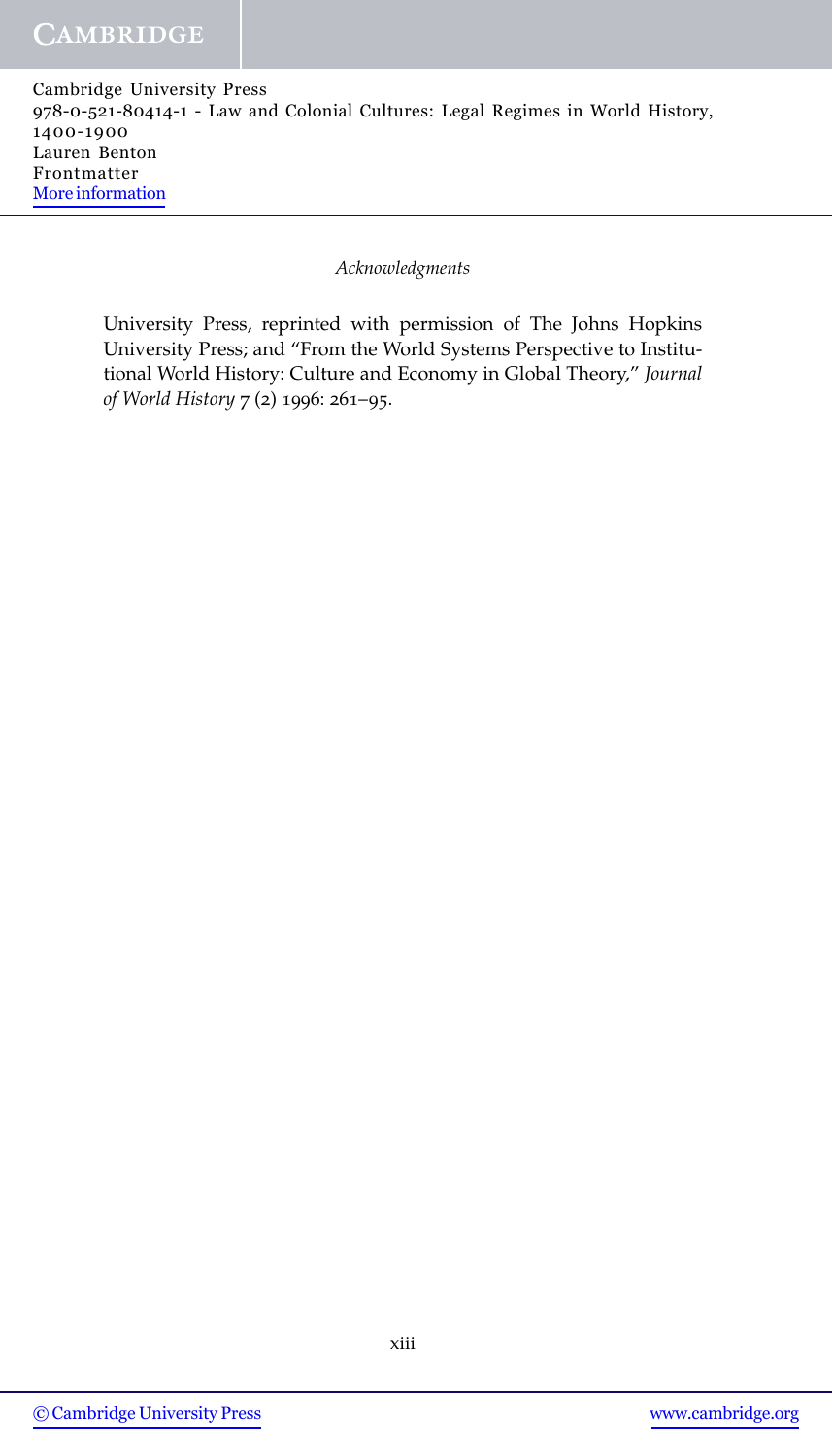University Press, reprinted with permission of The Johns Hopkins University Press; and "From the World Systems Perspective to Institutional World History: Culture and Economy in Global Theory," *Journal of World History* 7 (2) 1996: 261–95.